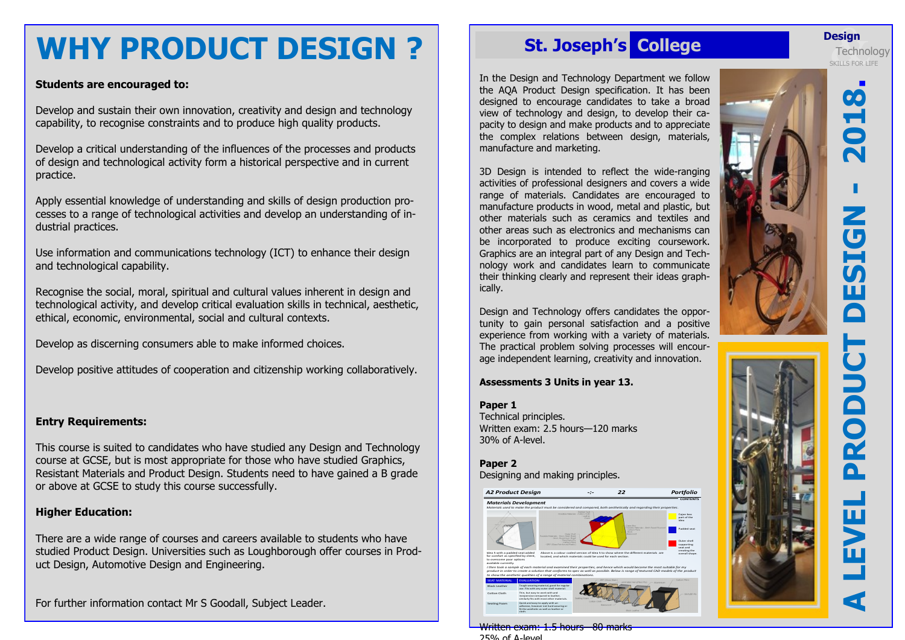# WHY PRODUCT DESIGN ?

**Students are encouraged to:**

Develop and sustain their own innovation, creativity and design and technology capability, to recognise constraints and to produce high quality products.

Develop a critical understanding of the influences of the processes and products of design and technological activity form a historical perspective and in current practice.

Apply essential knowledge of understanding and skills of design production processes to a range of technological activities and develop an understanding of industrial practices.

Use information and communications technology (ICT) to enhance their design and technological capability.

Recognise the social, moral, spiritual and cultural values inherent in design and technological activity, and develop critical evaluation skills in technical, aesthetic, ethical, economic, environmental, social and cultural contexts.

Develop as discerning consumers able to make informed choices.

Develop positive attitudes of cooperation and citizenship working collaboratively.

**Entry Requirements:**

This course is suited to candidates who have studied any Design and Technology course at GCSE, but is most appropriate for those who have studied Graphics, Resistant Materials and Product Design. Students need to have gained a B grade or above at GCSE to study this course successfully.

**Higher Education:**

There are a wide range of courses and careers available to students who have studied Product Design. Universities such as Loughborough offer courses in Product Design, Automotive Design and Engineering.

For further information contact Mr S Goodall, Subject Leader.

## St. Joseph's College

**Design** Technology
SKILLS FOR LIFE

# A LEVEL PRODUCT DESIGN - 2018.

In the Design and Technology Department we follow the AQA Product Design specification. It has been designed to encourage candidates to take a broad view of technology and design, to develop their capacity to design and make products and to appreciate the complex relations between design, materials, manufacture and marketing.

3D Design is intended to reflect the wide-ranging activities of professional designers and covers a wide range of materials. Candidates are encouraged to manufacture products in wood, metal and plastic, but other materials such as ceramics and textiles and other areas such as electronics and mechanisms can be incorporated to produce exciting coursework. Graphics are an integral part of any Design and Technology work and candidates learn to communicate their thinking clearly and represent their ideas graphically.

Design and Technology offers candidates the opportunity to gain personal satisfaction and a positive experience from working with a variety of materials. The practical problem solving processes will encourage independent learning, creativity and innovation.

**Assessments 3 Units in year 13.**

**Paper 1**
Technical principles.
Written exam: 2.5 hours—120 marks
30% of A-level.

**Paper 2**
Designing and making principles.
Written exam: 1.5 hours—80 marks
25% of A-level.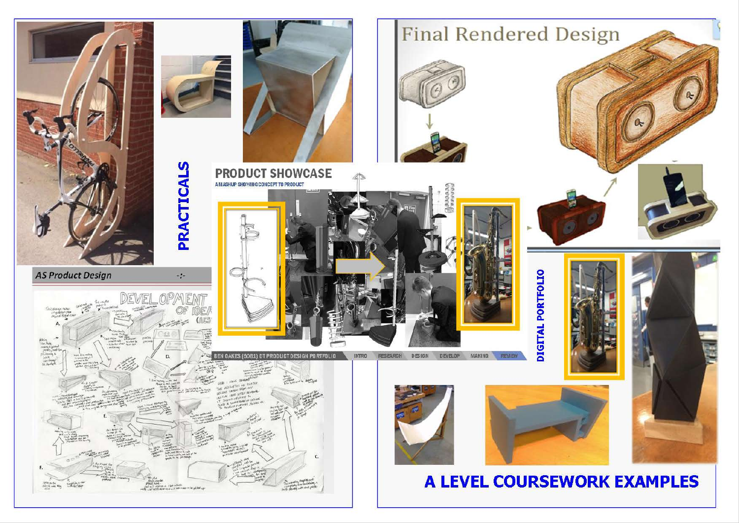PRACTICALS

AS Product Design

DIGITAL PORTFOLIO

Final Rendered Design

PRODUCT SHOWCASE

A MASHUP SHOWING CONCEPT TO PRODUCT

BEN OAKES (5081) DT PRODUCT DESIGN PORTFOLIO

INTRO RESEARCH DESIGN DEVELOP MAKING REVIEW

A LEVEL COURSEWORK EXAMPLES